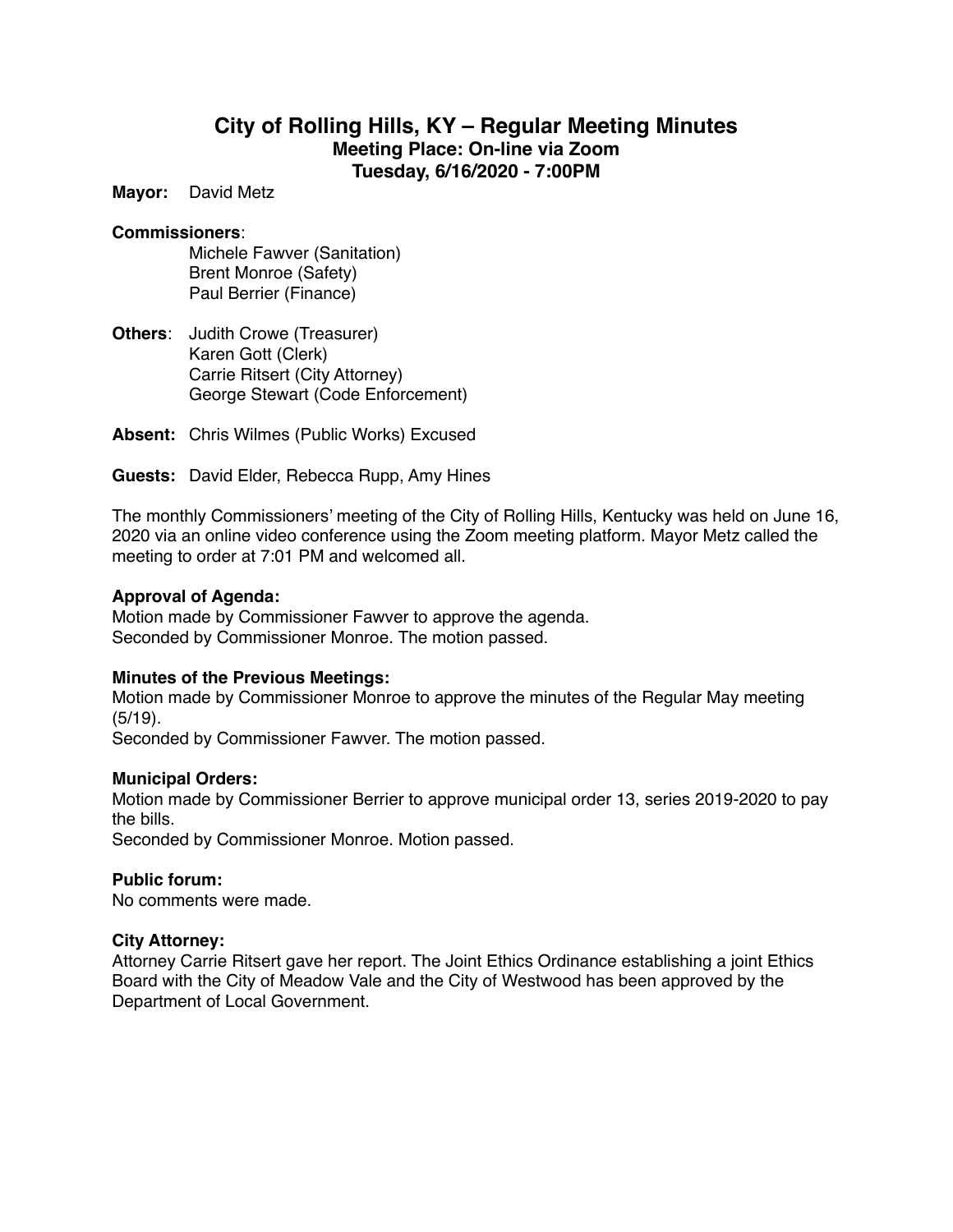# City of Rolling Hills, KY – Regular Meeting Minutes

**Meeting Place: On-line via Zoom**
**Tuesday, 6/16/2020 - 7:00PM**

**Mayor:** David Metz

**Commissioners**:
Michele Fawver (Sanitation)
Brent Monroe (Safety)
Paul Berrier (Finance)

**Others**: Judith Crowe (Treasurer)
Karen Gott (Clerk)
Carrie Ritsert (City Attorney)
George Stewart (Code Enforcement)

**Absent:** Chris Wilmes (Public Works) Excused

**Guests:** David Elder, Rebecca Rupp, Amy Hines

The monthly Commissioners' meeting of the City of Rolling Hills, Kentucky was held on June 16, 2020 via an online video conference using the Zoom meeting platform. Mayor Metz called the meeting to order at 7:01 PM and welcomed all.

**Approval of Agenda:**
Motion made by Commissioner Fawver to approve the agenda.
Seconded by Commissioner Monroe. The motion passed.

**Minutes of the Previous Meetings:**
Motion made by Commissioner Monroe to approve the minutes of the Regular May meeting (5/19).
Seconded by Commissioner Fawver. The motion passed.

**Municipal Orders:**
Motion made by Commissioner Berrier to approve municipal order 13, series 2019-2020 to pay the bills.
Seconded by Commissioner Monroe. Motion passed.

**Public forum:**
No comments were made.

**City Attorney:**
Attorney Carrie Ritsert gave her report. The Joint Ethics Ordinance establishing a joint Ethics Board with the City of Meadow Vale and the City of Westwood has been approved by the Department of Local Government.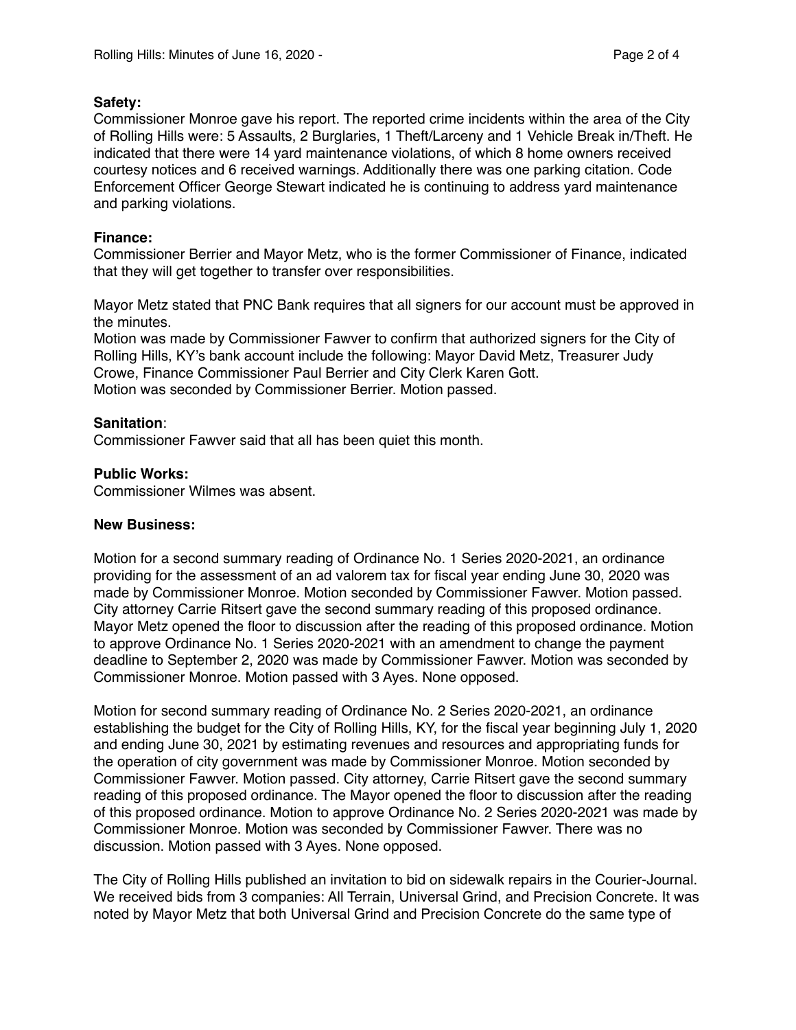**Safety:**
Commissioner Monroe gave his report. The reported crime incidents within the area of the City of Rolling Hills were: 5 Assaults, 2 Burglaries, 1 Theft/Larceny and 1 Vehicle Break in/Theft. He indicated that there were 14 yard maintenance violations, of which 8 home owners received courtesy notices and 6 received warnings. Additionally there was one parking citation. Code Enforcement Officer George Stewart indicated he is continuing to address yard maintenance and parking violations.

**Finance:**
Commissioner Berrier and Mayor Metz, who is the former Commissioner of Finance, indicated that they will get together to transfer over responsibilities.

Mayor Metz stated that PNC Bank requires that all signers for our account must be approved in the minutes.
Motion was made by Commissioner Fawver to confirm that authorized signers for the City of Rolling Hills, KY's bank account include the following: Mayor David Metz, Treasurer Judy Crowe, Finance Commissioner Paul Berrier and City Clerk Karen Gott.
Motion was seconded by Commissioner Berrier. Motion passed.

**Sanitation**:
Commissioner Fawver said that all has been quiet this month.

**Public Works:**
Commissioner Wilmes was absent.

**New Business:**

Motion for a second summary reading of Ordinance No. 1 Series 2020-2021, an ordinance providing for the assessment of an ad valorem tax for fiscal year ending June 30, 2020 was made by Commissioner Monroe. Motion seconded by Commissioner Fawver. Motion passed. City attorney Carrie Ritsert gave the second summary reading of this proposed ordinance. Mayor Metz opened the floor to discussion after the reading of this proposed ordinance. Motion to approve Ordinance No. 1 Series 2020-2021 with an amendment to change the payment deadline to September 2, 2020 was made by Commissioner Fawver. Motion was seconded by Commissioner Monroe. Motion passed with 3 Ayes. None opposed.

Motion for second summary reading of Ordinance No. 2 Series 2020-2021, an ordinance establishing the budget for the City of Rolling Hills, KY, for the fiscal year beginning July 1, 2020 and ending June 30, 2021 by estimating revenues and resources and appropriating funds for the operation of city government was made by Commissioner Monroe. Motion seconded by Commissioner Fawver. Motion passed. City attorney, Carrie Ritsert gave the second summary reading of this proposed ordinance. The Mayor opened the floor to discussion after the reading of this proposed ordinance. Motion to approve Ordinance No. 2 Series 2020-2021 was made by Commissioner Monroe. Motion was seconded by Commissioner Fawver. There was no discussion. Motion passed with 3 Ayes. None opposed.

The City of Rolling Hills published an invitation to bid on sidewalk repairs in the Courier-Journal. We received bids from 3 companies: All Terrain, Universal Grind, and Precision Concrete. It was noted by Mayor Metz that both Universal Grind and Precision Concrete do the same type of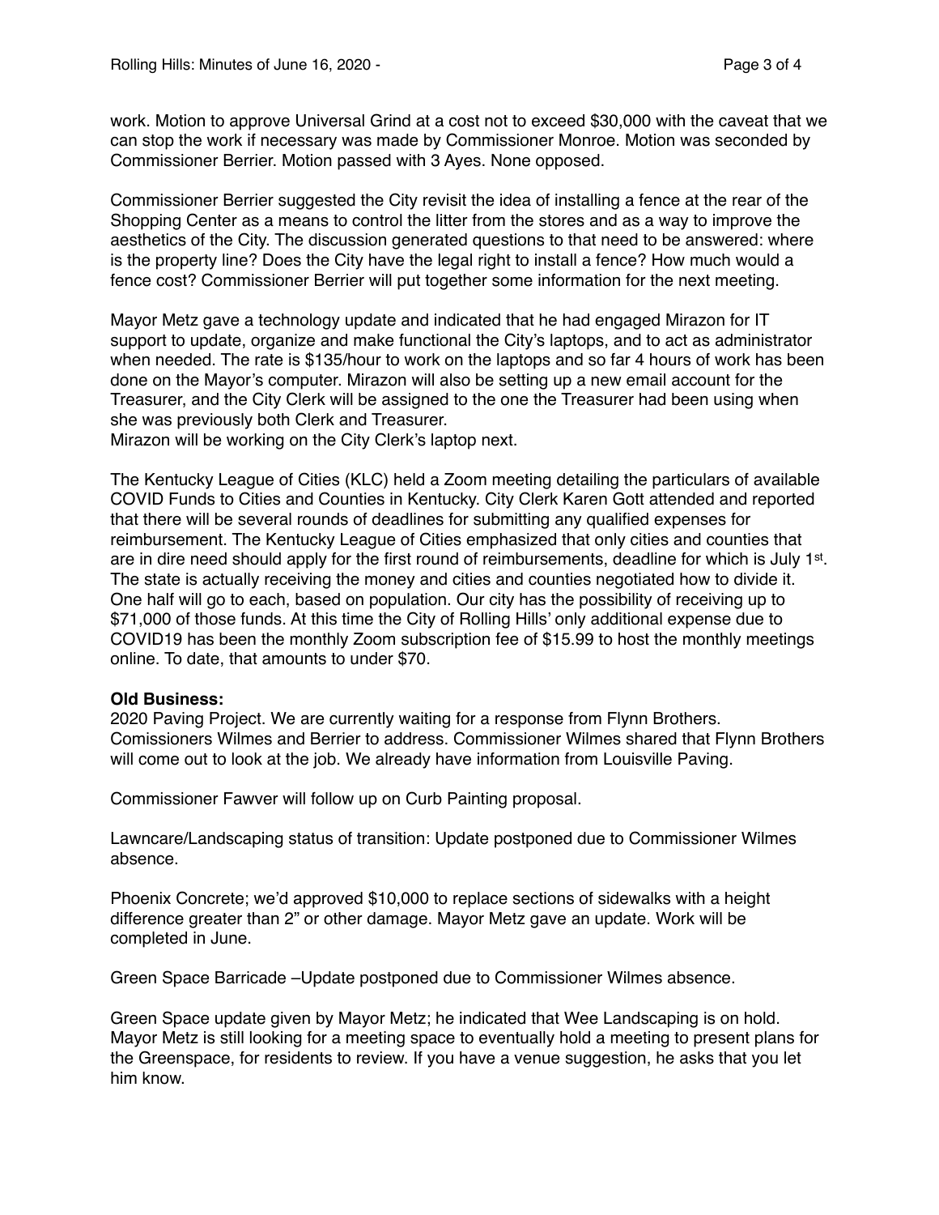work. Motion to approve Universal Grind at a cost not to exceed $30,000 with the caveat that we can stop the work if necessary was made by Commissioner Monroe. Motion was seconded by Commissioner Berrier. Motion passed with 3 Ayes. None opposed.

Commissioner Berrier suggested the City revisit the idea of installing a fence at the rear of the Shopping Center as a means to control the litter from the stores and as a way to improve the aesthetics of the City. The discussion generated questions to that need to be answered: where is the property line? Does the City have the legal right to install a fence? How much would a fence cost? Commissioner Berrier will put together some information for the next meeting.

Mayor Metz gave a technology update and indicated that he had engaged Mirazon for IT support to update, organize and make functional the City's laptops, and to act as administrator when needed. The rate is $135/hour to work on the laptops and so far 4 hours of work has been done on the Mayor's computer. Mirazon will also be setting up a new email account for the Treasurer, and the City Clerk will be assigned to the one the Treasurer had been using when she was previously both Clerk and Treasurer.
Mirazon will be working on the City Clerk's laptop next.

The Kentucky League of Cities (KLC) held a Zoom meeting detailing the particulars of available COVID Funds to Cities and Counties in Kentucky. City Clerk Karen Gott attended and reported that there will be several rounds of deadlines for submitting any qualified expenses for reimbursement. The Kentucky League of Cities emphasized that only cities and counties that are in dire need should apply for the first round of reimbursements, deadline for which is July 1st. The state is actually receiving the money and cities and counties negotiated how to divide it. One half will go to each, based on population. Our city has the possibility of receiving up to $71,000 of those funds. At this time the City of Rolling Hills' only additional expense due to COVID19 has been the monthly Zoom subscription fee of $15.99 to host the monthly meetings online. To date, that amounts to under $70.

**Old Business:**
2020 Paving Project. We are currently waiting for a response from Flynn Brothers. Comissioners Wilmes and Berrier to address. Commissioner Wilmes shared that Flynn Brothers will come out to look at the job. We already have information from Louisville Paving.

Commissioner Fawver will follow up on Curb Painting proposal.

Lawncare/Landscaping status of transition: Update postponed due to Commissioner Wilmes absence.

Phoenix Concrete; we'd approved $10,000 to replace sections of sidewalks with a height difference greater than 2" or other damage. Mayor Metz gave an update. Work will be completed in June.

Green Space Barricade –Update postponed due to Commissioner Wilmes absence.

Green Space update given by Mayor Metz; he indicated that Wee Landscaping is on hold. Mayor Metz is still looking for a meeting space to eventually hold a meeting to present plans for the Greenspace, for residents to review. If you have a venue suggestion, he asks that you let him know.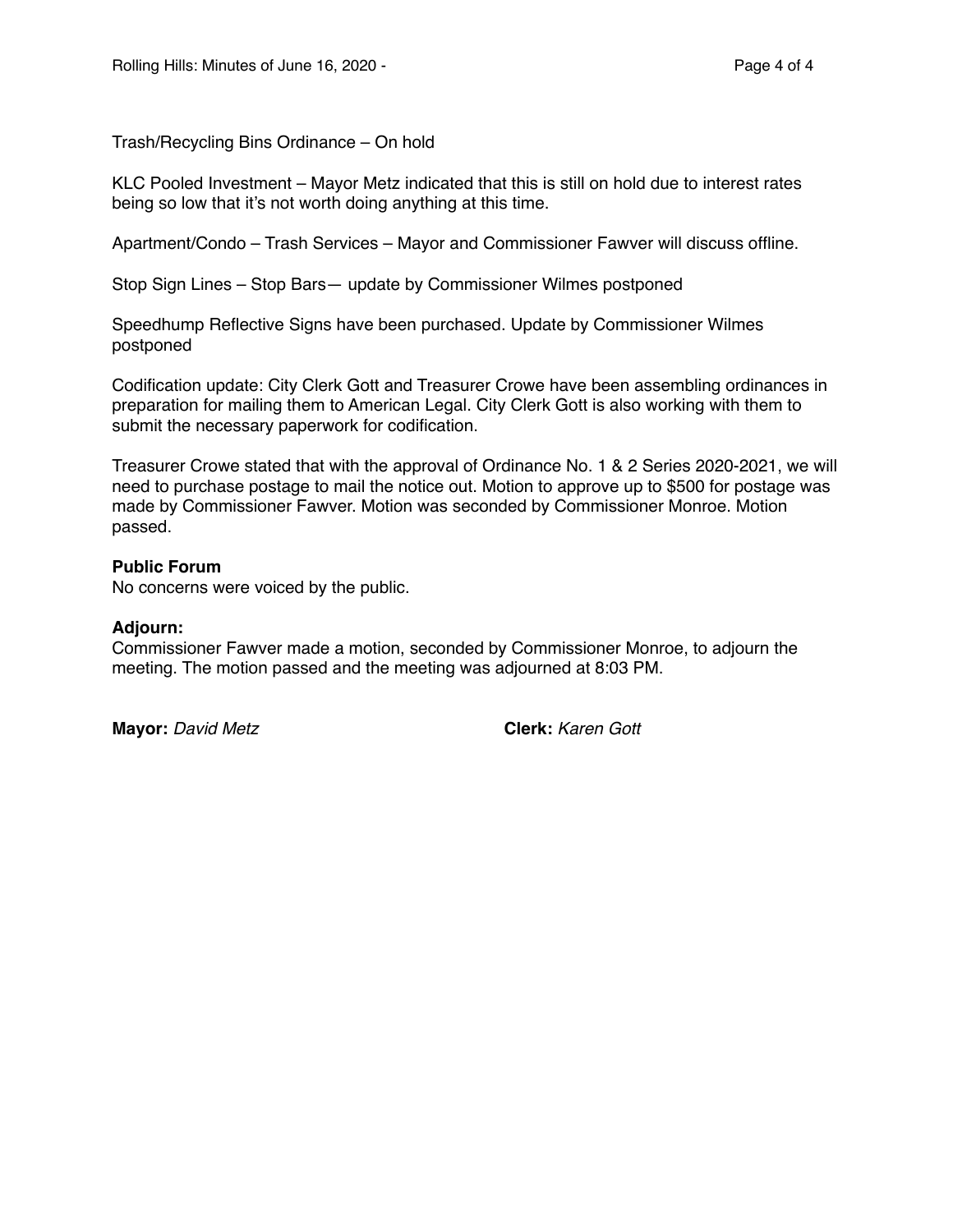Trash/Recycling Bins Ordinance – On hold

KLC Pooled Investment – Mayor Metz indicated that this is still on hold due to interest rates being so low that it's not worth doing anything at this time.

Apartment/Condo – Trash Services – Mayor and Commissioner Fawver will discuss offline.

Stop Sign Lines – Stop Bars— update by Commissioner Wilmes postponed

Speedhump Reflective Signs have been purchased. Update by Commissioner Wilmes postponed

Codification update: City Clerk Gott and Treasurer Crowe have been assembling ordinances in preparation for mailing them to American Legal. City Clerk Gott is also working with them to submit the necessary paperwork for codification.

Treasurer Crowe stated that with the approval of Ordinance No. 1 & 2 Series 2020-2021, we will need to purchase postage to mail the notice out. Motion to approve up to $500 for postage was made by Commissioner Fawver. Motion was seconded by Commissioner Monroe. Motion passed.

**Public Forum**
No concerns were voiced by the public.

**Adjourn:**
Commissioner Fawver made a motion, seconded by Commissioner Monroe, to adjourn the meeting. The motion passed and the meeting was adjourned at 8:03 PM.

**Mayor:** *David Metz* **Clerk:** *Karen Gott*